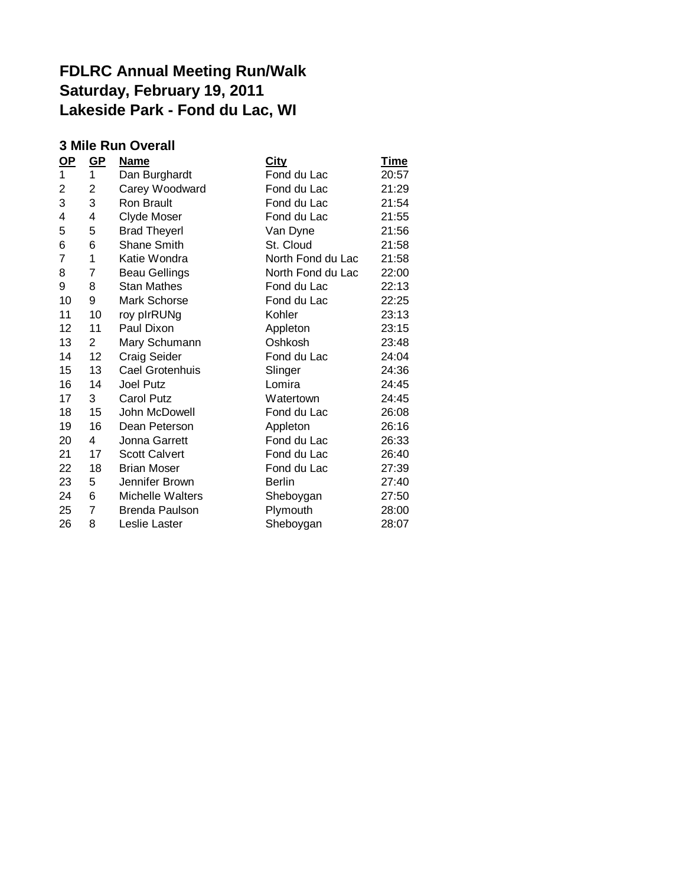# FDLRC Annual Meeting Run/Walk
# Saturday, February 19, 2011
# Lakeside Park - Fond du Lac, WI

### 3 Mile Run Overall

| OP | GP | Name | City | Time |
|---|---|---|---|---|
| 1 | 1 | Dan Burghardt | Fond du Lac | 20:57 |
| 2 | 2 | Carey Woodward | Fond du Lac | 21:29 |
| 3 | 3 | Ron Brault | Fond du Lac | 21:54 |
| 4 | 4 | Clyde Moser | Fond du Lac | 21:55 |
| 5 | 5 | Brad Theyerl | Van Dyne | 21:56 |
| 6 | 6 | Shane Smith | St. Cloud | 21:58 |
| 7 | 1 | Katie Wondra | North Fond du Lac | 21:58 |
| 8 | 7 | Beau Gellings | North Fond du Lac | 22:00 |
| 9 | 8 | Stan Mathes | Fond du Lac | 22:13 |
| 10 | 9 | Mark Schorse | Fond du Lac | 22:25 |
| 11 | 10 | roy pIrRUNg | Kohler | 23:13 |
| 12 | 11 | Paul Dixon | Appleton | 23:15 |
| 13 | 2 | Mary Schumann | Oshkosh | 23:48 |
| 14 | 12 | Craig Seider | Fond du Lac | 24:04 |
| 15 | 13 | Cael Grotenhuis | Slinger | 24:36 |
| 16 | 14 | Joel Putz | Lomira | 24:45 |
| 17 | 3 | Carol Putz | Watertown | 24:45 |
| 18 | 15 | John McDowell | Fond du Lac | 26:08 |
| 19 | 16 | Dean Peterson | Appleton | 26:16 |
| 20 | 4 | Jonna Garrett | Fond du Lac | 26:33 |
| 21 | 17 | Scott Calvert | Fond du Lac | 26:40 |
| 22 | 18 | Brian Moser | Fond du Lac | 27:39 |
| 23 | 5 | Jennifer Brown | Berlin | 27:40 |
| 24 | 6 | Michelle Walters | Sheboygan | 27:50 |
| 25 | 7 | Brenda Paulson | Plymouth | 28:00 |
| 26 | 8 | Leslie Laster | Sheboygan | 28:07 |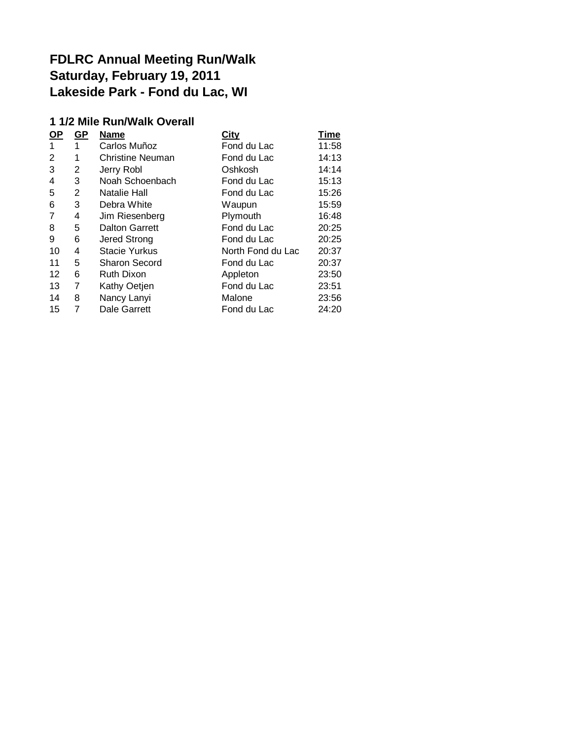# FDLRC Annual Meeting Run/Walk
# Saturday, February 19, 2011
# Lakeside Park - Fond du Lac, WI

### 1 1/2 Mile Run/Walk Overall

| OP | GP | Name | City | Time |
|---|---|---|---|---|
| 1 | 1 | Carlos Muñoz | Fond du Lac | 11:58 |
| 2 | 1 | Christine Neuman | Fond du Lac | 14:13 |
| 3 | 2 | Jerry Robl | Oshkosh | 14:14 |
| 4 | 3 | Noah Schoenbach | Fond du Lac | 15:13 |
| 5 | 2 | Natalie Hall | Fond du Lac | 15:26 |
| 6 | 3 | Debra White | Waupun | 15:59 |
| 7 | 4 | Jim Riesenberg | Plymouth | 16:48 |
| 8 | 5 | Dalton Garrett | Fond du Lac | 20:25 |
| 9 | 6 | Jered Strong | Fond du Lac | 20:25 |
| 10 | 4 | Stacie Yurkus | North Fond du Lac | 20:37 |
| 11 | 5 | Sharon Secord | Fond du Lac | 20:37 |
| 12 | 6 | Ruth Dixon | Appleton | 23:50 |
| 13 | 7 | Kathy Oetjen | Fond du Lac | 23:51 |
| 14 | 8 | Nancy Lanyi | Malone | 23:56 |
| 15 | 7 | Dale Garrett | Fond du Lac | 24:20 |